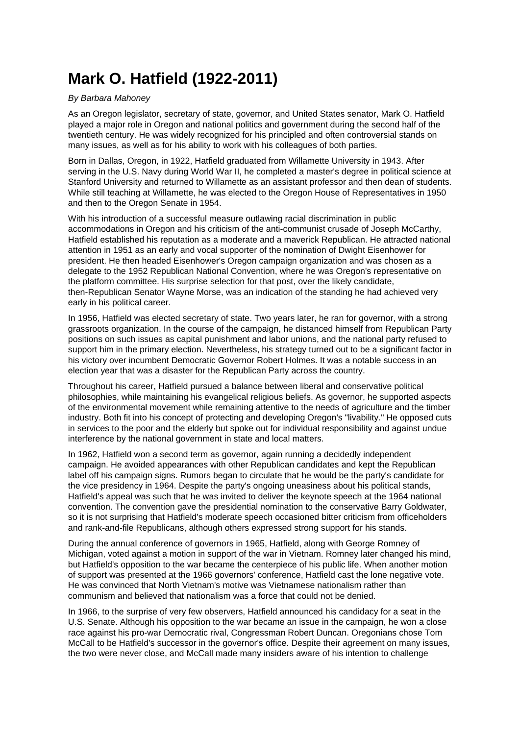# Mark O. Hatfield (1922-2011)

*By Barbara Mahoney*

As an Oregon legislator, secretary of state, governor, and United States senator, Mark O. Hatfield played a major role in Oregon and national politics and government during the second half of the twentieth century. He was widely recognized for his principled and often controversial stands on many issues, as well as for his ability to work with his colleagues of both parties.

Born in Dallas, Oregon, in 1922, Hatfield graduated from Willamette University in 1943. After serving in the U.S. Navy during World War II, he completed a master's degree in political science at Stanford University and returned to Willamette as an assistant professor and then dean of students. While still teaching at Willamette, he was elected to the Oregon House of Representatives in 1950 and then to the Oregon Senate in 1954.

With his introduction of a successful measure outlawing racial discrimination in public accommodations in Oregon and his criticism of the anti-communist crusade of Joseph McCarthy, Hatfield established his reputation as a moderate and a maverick Republican. He attracted national attention in 1951 as an early and vocal supporter of the nomination of Dwight Eisenhower for president. He then headed Eisenhower's Oregon campaign organization and was chosen as a delegate to the 1952 Republican National Convention, where he was Oregon's representative on the platform committee. His surprise selection for that post, over the likely candidate, then-Republican Senator Wayne Morse, was an indication of the standing he had achieved very early in his political career.

In 1956, Hatfield was elected secretary of state. Two years later, he ran for governor, with a strong grassroots organization. In the course of the campaign, he distanced himself from Republican Party positions on such issues as capital punishment and labor unions, and the national party refused to support him in the primary election. Nevertheless, his strategy turned out to be a significant factor in his victory over incumbent Democratic Governor Robert Holmes. It was a notable success in an election year that was a disaster for the Republican Party across the country.

Throughout his career, Hatfield pursued a balance between liberal and conservative political philosophies, while maintaining his evangelical religious beliefs. As governor, he supported aspects of the environmental movement while remaining attentive to the needs of agriculture and the timber industry. Both fit into his concept of protecting and developing Oregon's "livability." He opposed cuts in services to the poor and the elderly but spoke out for individual responsibility and against undue interference by the national government in state and local matters.

In 1962, Hatfield won a second term as governor, again running a decidedly independent campaign. He avoided appearances with other Republican candidates and kept the Republican label off his campaign signs. Rumors began to circulate that he would be the party's candidate for the vice presidency in 1964. Despite the party's ongoing uneasiness about his political stands, Hatfield's appeal was such that he was invited to deliver the keynote speech at the 1964 national convention. The convention gave the presidential nomination to the conservative Barry Goldwater, so it is not surprising that Hatfield's moderate speech occasioned bitter criticism from officeholders and rank-and-file Republicans, although others expressed strong support for his stands.

During the annual conference of governors in 1965, Hatfield, along with George Romney of Michigan, voted against a motion in support of the war in Vietnam. Romney later changed his mind, but Hatfield's opposition to the war became the centerpiece of his public life. When another motion of support was presented at the 1966 governors' conference, Hatfield cast the lone negative vote. He was convinced that North Vietnam's motive was Vietnamese nationalism rather than communism and believed that nationalism was a force that could not be denied.

In 1966, to the surprise of very few observers, Hatfield announced his candidacy for a seat in the U.S. Senate. Although his opposition to the war became an issue in the campaign, he won a close race against his pro-war Democratic rival, Congressman Robert Duncan. Oregonians chose Tom McCall to be Hatfield's successor in the governor's office. Despite their agreement on many issues, the two were never close, and McCall made many insiders aware of his intention to challenge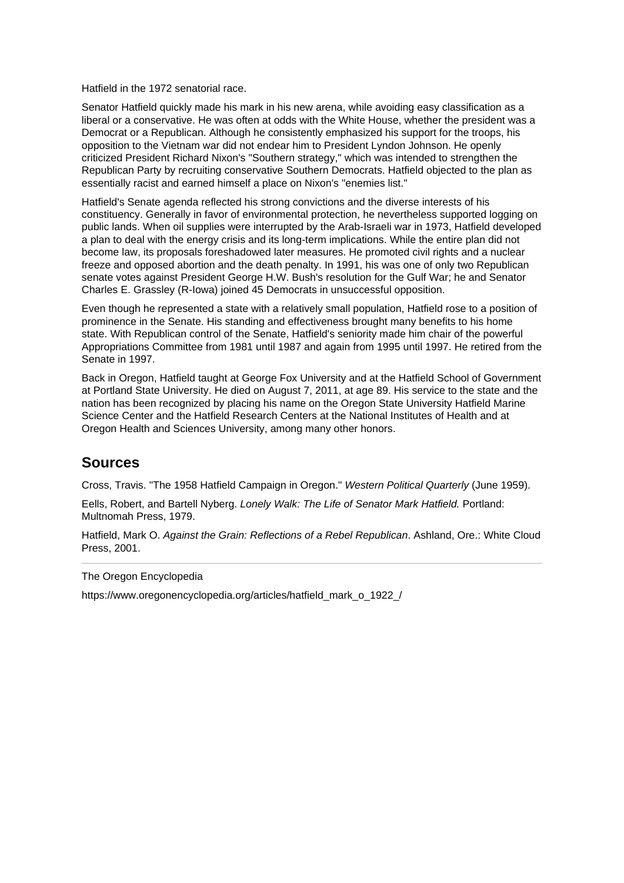Hatfield in the 1972 senatorial race.

Senator Hatfield quickly made his mark in his new arena, while avoiding easy classification as a liberal or a conservative. He was often at odds with the White House, whether the president was a Democrat or a Republican. Although he consistently emphasized his support for the troops, his opposition to the Vietnam war did not endear him to President Lyndon Johnson. He openly criticized President Richard Nixon's "Southern strategy," which was intended to strengthen the Republican Party by recruiting conservative Southern Democrats. Hatfield objected to the plan as essentially racist and earned himself a place on Nixon's "enemies list."

Hatfield's Senate agenda reflected his strong convictions and the diverse interests of his constituency. Generally in favor of environmental protection, he nevertheless supported logging on public lands. When oil supplies were interrupted by the Arab-Israeli war in 1973, Hatfield developed a plan to deal with the energy crisis and its long-term implications. While the entire plan did not become law, its proposals foreshadowed later measures. He promoted civil rights and a nuclear freeze and opposed abortion and the death penalty. In 1991, his was one of only two Republican senate votes against President George H.W. Bush's resolution for the Gulf War; he and Senator Charles E. Grassley (R-Iowa) joined 45 Democrats in unsuccessful opposition.

Even though he represented a state with a relatively small population, Hatfield rose to a position of prominence in the Senate. His standing and effectiveness brought many benefits to his home state. With Republican control of the Senate, Hatfield's seniority made him chair of the powerful Appropriations Committee from 1981 until 1987 and again from 1995 until 1997. He retired from the Senate in 1997.

Back in Oregon, Hatfield taught at George Fox University and at the Hatfield School of Government at Portland State University. He died on August 7, 2011, at age 89. His service to the state and the nation has been recognized by placing his name on the Oregon State University Hatfield Marine Science Center and the Hatfield Research Centers at the National Institutes of Health and at Oregon Health and Sciences University, among many other honors.

## Sources

Cross, Travis. "The 1958 Hatfield Campaign in Oregon." *Western Political Quarterly* (June 1959).

Eells, Robert, and Bartell Nyberg. *Lonely Walk: The Life of Senator Mark Hatfield.* Portland: Multnomah Press, 1979.

Hatfield, Mark O. *Against the Grain: Reflections of a Rebel Republican*. Ashland, Ore.: White Cloud Press, 2001.

---

The Oregon Encyclopedia

https://www.oregonencyclopedia.org/articles/hatfield_mark_o_1922_/